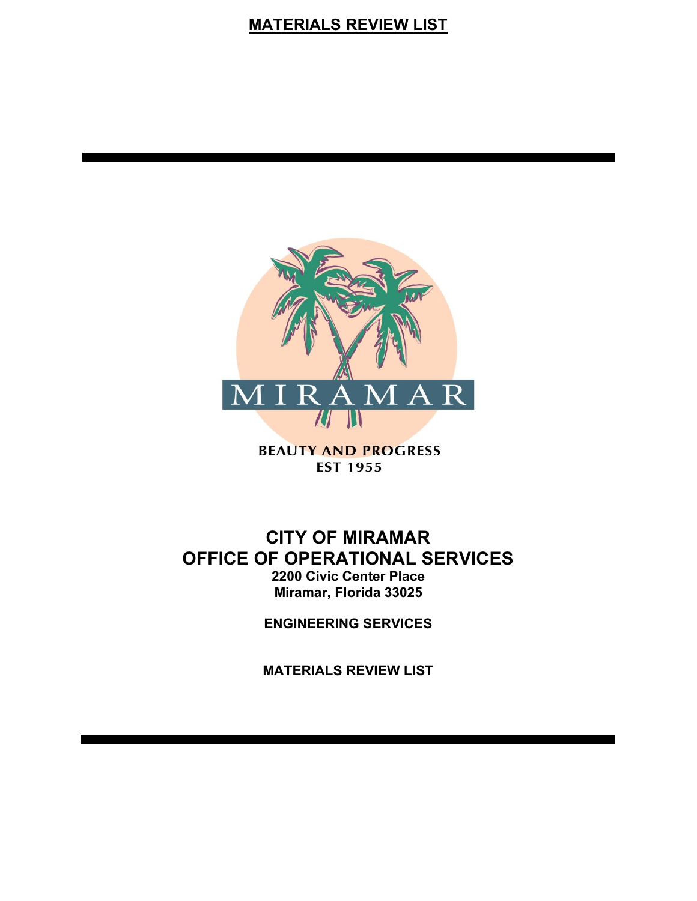# MATERIALS REVIEW LIST

MIRAMAR

BEAUTY AND PROGRESS
EST 1955

## CITY OF MIRAMAR
## OFFICE OF OPERATIONAL SERVICES

**2200 Civic Center Place**
**Miramar, Florida 33025**

**ENGINEERING SERVICES**

**MATERIALS REVIEW LIST**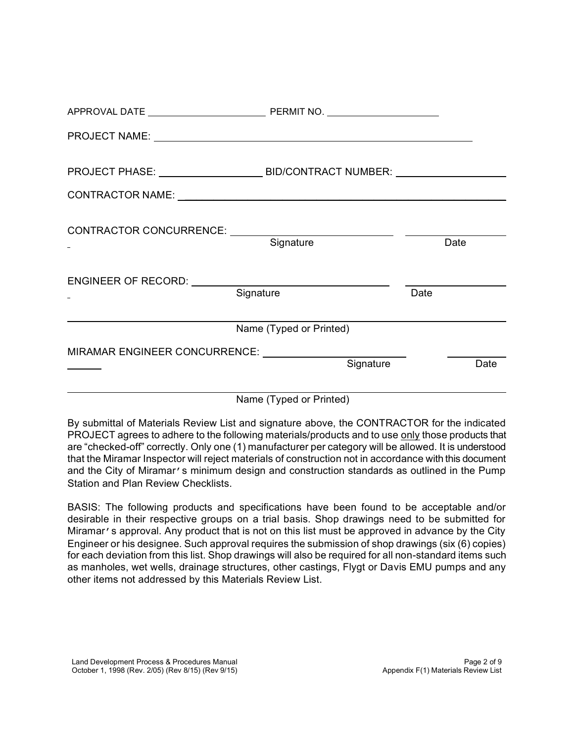APPROVAL DATE ______________________ PERMIT NO. ____________________

PROJECT NAME: ____________________________________________________________

PROJECT PHASE: __________________ BID/CONTRACT NUMBER: ____________________

CONTRACTOR NAME: ________________________________________________________

CONTRACTOR CONCURRENCE: ___________________________ ____________________

Signature Date

ENGINEER OF RECORD: ___________________________ ____________________

Signature Date

__________________________________________________________________________

Name (Typed or Printed)

MIRAMAR ENGINEER CONCURRENCE: ___________________________ ____________

Signature Date

__________________________________________________________________________

Name (Typed or Printed)

By submittal of Materials Review List and signature above, the CONTRACTOR for the indicated PROJECT agrees to adhere to the following materials/products and to use <u>only</u> those products that are "checked-off" correctly. Only one (1) manufacturer per category will be allowed. It is understood that the Miramar Inspector will reject materials of construction not in accordance with this document and the City of Miramar's minimum design and construction standards as outlined in the Pump Station and Plan Review Checklists.

BASIS: The following products and specifications have been found to be acceptable and/or desirable in their respective groups on a trial basis. Shop drawings need to be submitted for Miramar's approval. Any product that is not on this list must be approved in advance by the City Engineer or his designee. Such approval requires the submission of shop drawings (six (6) copies) for each deviation from this list. Shop drawings will also be required for all non-standard items such as manholes, wet wells, drainage structures, other castings, Flygt or Davis EMU pumps and any other items not addressed by this Materials Review List.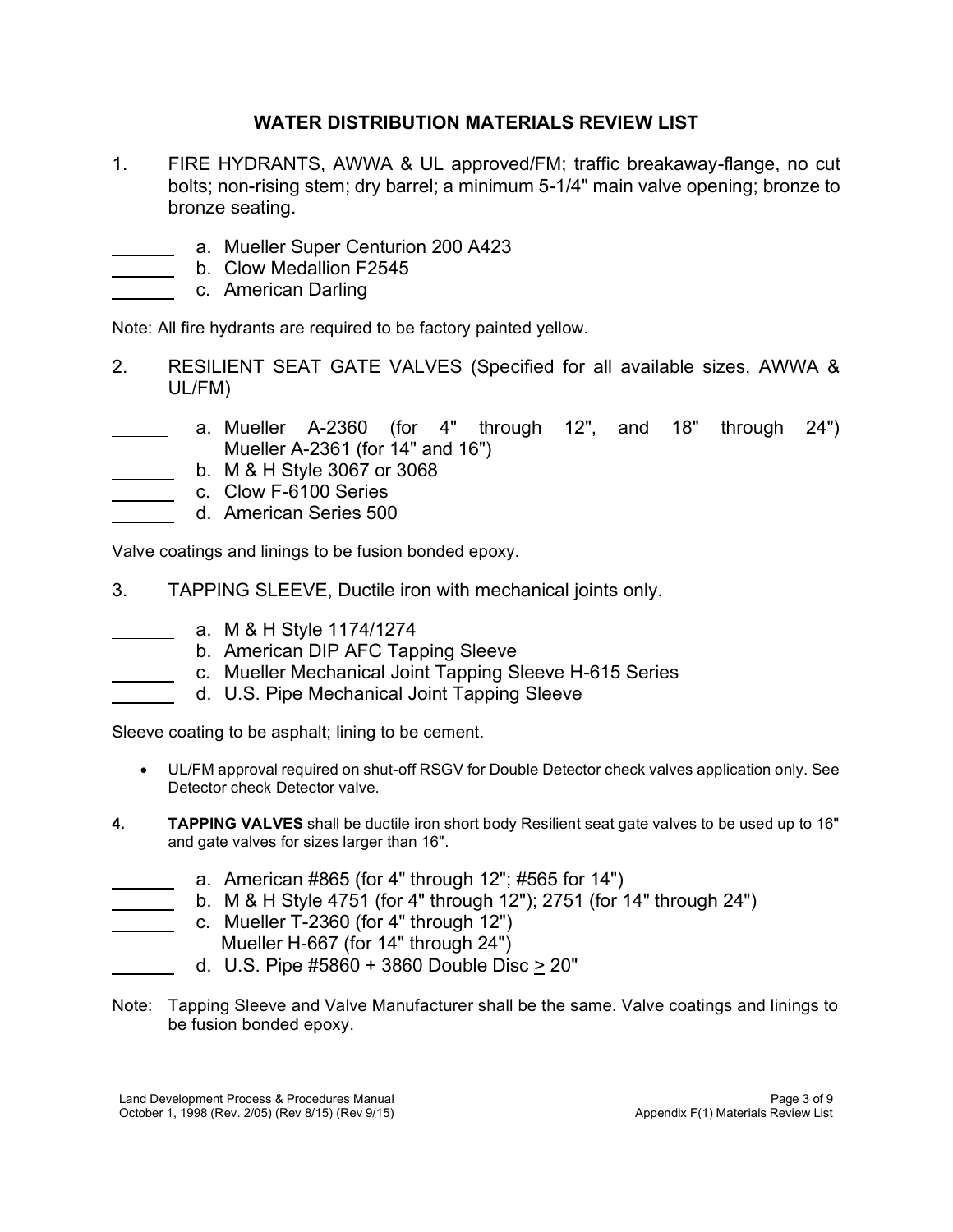## WATER DISTRIBUTION MATERIALS REVIEW LIST

1. FIRE HYDRANTS, AWWA & UL approved/FM; traffic breakaway-flange, no cut bolts; non-rising stem; dry barrel; a minimum 5-1/4" main valve opening; bronze to bronze seating.

_______ a. Mueller Super Centurion 200 A423
_______ b. Clow Medallion F2545
_______ c. American Darling

Note: All fire hydrants are required to be factory painted yellow.

2. RESILIENT SEAT GATE VALVES (Specified for all available sizes, AWWA & UL/FM)

_______ a. Mueller A-2360 (for 4" through 12", and 18" through 24")
Mueller A-2361 (for 14" and 16")
_______ b. M & H Style 3067 or 3068
_______ c. Clow F-6100 Series
_______ d. American Series 500

Valve coatings and linings to be fusion bonded epoxy.

3. TAPPING SLEEVE, Ductile iron with mechanical joints only.

_______ a. M & H Style 1174/1274
_______ b. American DIP AFC Tapping Sleeve
_______ c. Mueller Mechanical Joint Tapping Sleeve H-615 Series
_______ d. U.S. Pipe Mechanical Joint Tapping Sleeve

Sleeve coating to be asphalt; lining to be cement.

- UL/FM approval required on shut-off RSGV for Double Detector check valves application only. See Detector check Detector valve.

4. **TAPPING VALVES** shall be ductile iron short body Resilient seat gate valves to be used up to 16" and gate valves for sizes larger than 16".

_______ a. American #865 (for 4" through 12"; #565 for 14")
_______ b. M & H Style 4751 (for 4" through 12"); 2751 (for 14" through 24")
_______ c. Mueller T-2360 (for 4" through 12")
Mueller H-667 (for 14" through 24")
_______ d. U.S. Pipe #5860 + 3860 Double Disc ≥ 20"

Note: Tapping Sleeve and Valve Manufacturer shall be the same. Valve coatings and linings to be fusion bonded epoxy.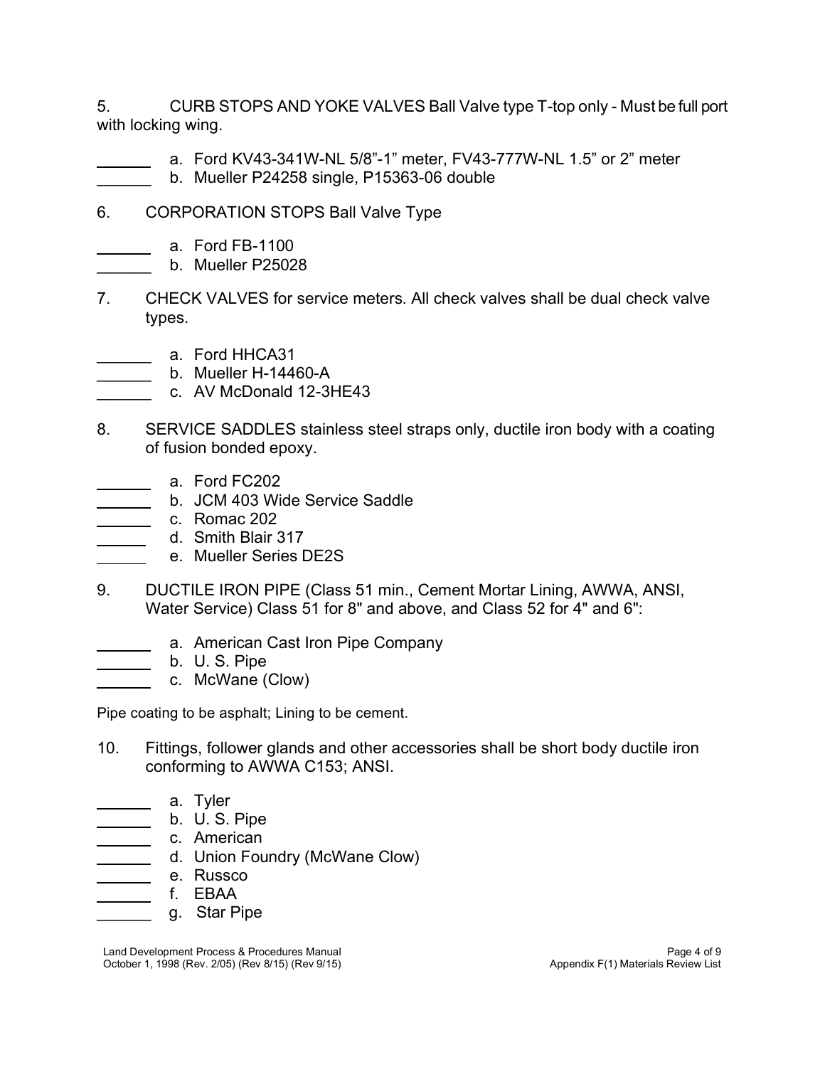5. CURB STOPS AND YOKE VALVES Ball Valve type T-top only - Must be full port with locking wing.

______ a. Ford KV43-341W-NL 5/8”-1” meter, FV43-777W-NL 1.5” or 2” meter
______ b. Mueller P24258 single, P15363-06 double

6. CORPORATION STOPS Ball Valve Type

______ a. Ford FB-1100
______ b. Mueller P25028

7. CHECK VALVES for service meters. All check valves shall be dual check valve types.

______ a. Ford HHCA31
______ b. Mueller H-14460-A
______ c. AV McDonald 12-3HE43

8. SERVICE SADDLES stainless steel straps only, ductile iron body with a coating of fusion bonded epoxy.

______ a. Ford FC202
______ b. JCM 403 Wide Service Saddle
______ c. Romac 202
______ d. Smith Blair 317
______ e. Mueller Series DE2S

9. DUCTILE IRON PIPE (Class 51 min., Cement Mortar Lining, AWWA, ANSI, Water Service) Class 51 for 8" and above, and Class 52 for 4" and 6":

______ a. American Cast Iron Pipe Company
______ b. U. S. Pipe
______ c. McWane (Clow)

Pipe coating to be asphalt; Lining to be cement.

10. Fittings, follower glands and other accessories shall be short body ductile iron conforming to AWWA C153; ANSI.

______ a. Tyler
______ b. U. S. Pipe
______ c. American
______ d. Union Foundry (McWane Clow)
______ e. Russco
______ f. EBAA
______ g. Star Pipe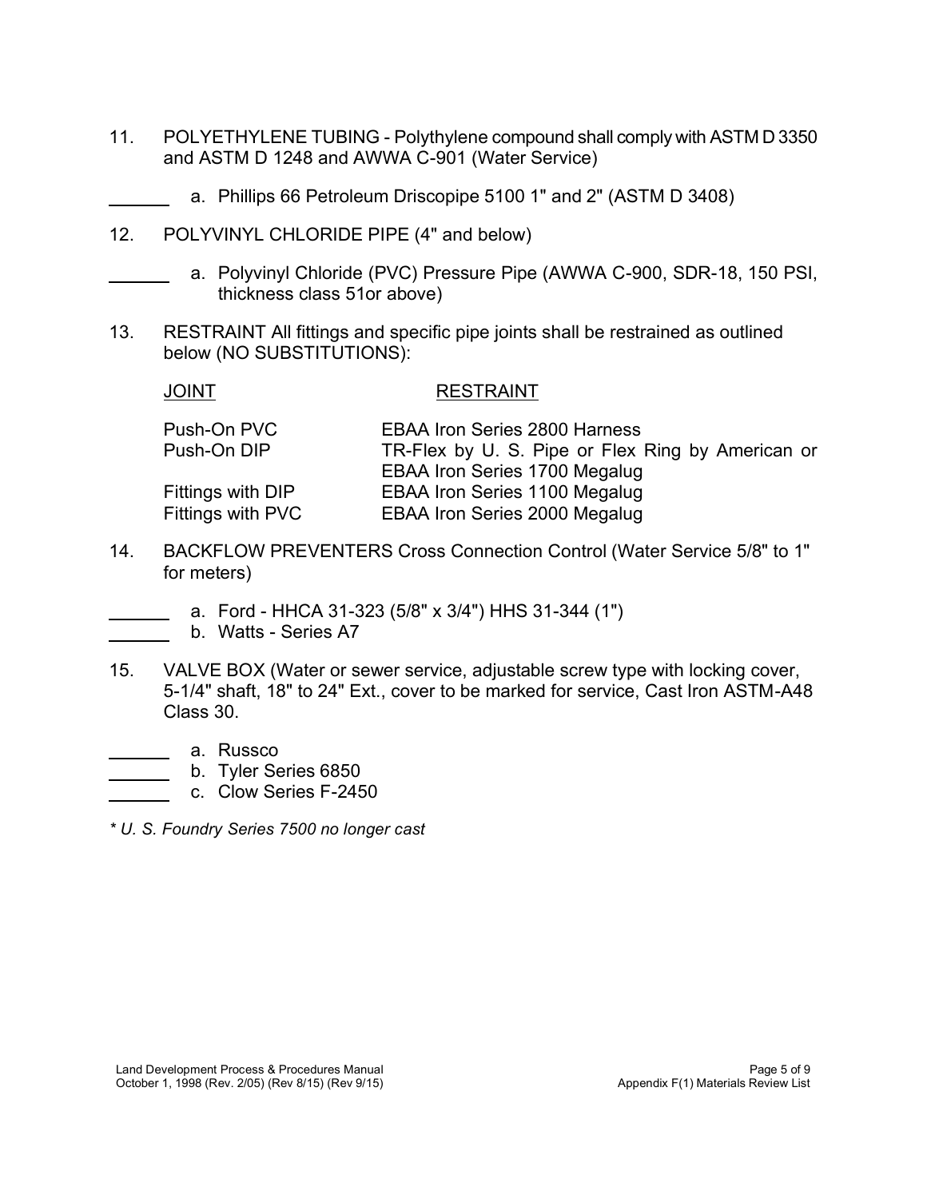11. POLYETHYLENE TUBING - Polythylene compound shall comply with ASTM D 3350 and ASTM D 1248 and AWWA C-901 (Water Service)

______ a. Phillips 66 Petroleum Driscopipe 5100 1" and 2" (ASTM D 3408)

12. POLYVINYL CHLORIDE PIPE (4" and below)

______ a. Polyvinyl Chloride (PVC) Pressure Pipe (AWWA C-900, SDR-18, 150 PSI, thickness class 51or above)

13. RESTRAINT All fittings and specific pipe joints shall be restrained as outlined below (NO SUBSTITUTIONS):

| JOINT | RESTRAINT |
| --- | --- |
| Push-On PVC | EBAA Iron Series 2800 Harness |
| Push-On DIP | TR-Flex by U. S. Pipe or Flex Ring by American or EBAA Iron Series 1700 Megalug |
| Fittings with DIP | EBAA Iron Series 1100 Megalug |
| Fittings with PVC | EBAA Iron Series 2000 Megalug |

14. BACKFLOW PREVENTERS Cross Connection Control (Water Service 5/8" to 1" for meters)

______ a. Ford - HHCA 31-323 (5/8" x 3/4") HHS 31-344 (1")
______ b. Watts - Series A7

15. VALVE BOX (Water or sewer service, adjustable screw type with locking cover, 5-1/4" shaft, 18" to 24" Ext., cover to be marked for service, Cast Iron ASTM-A48 Class 30.

______ a. Russco
______ b. Tyler Series 6850
______ c. Clow Series F-2450

*\* U. S. Foundry Series 7500 no longer cast*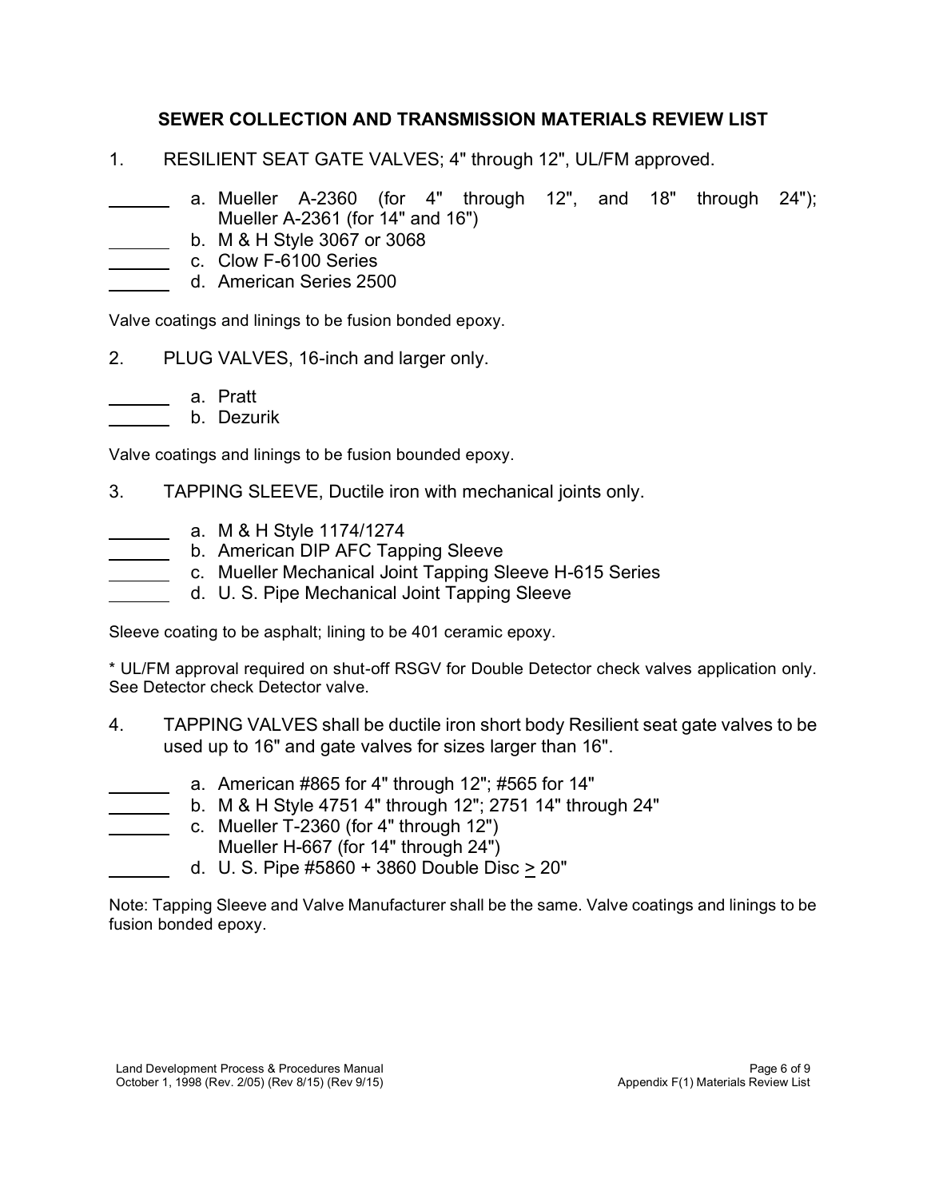## SEWER COLLECTION AND TRANSMISSION MATERIALS REVIEW LIST

1. RESILIENT SEAT GATE VALVES; 4" through 12", UL/FM approved.

_______ a. Mueller A-2360 (for 4" through 12", and 18" through 24"); Mueller A-2361 (for 14" and 16")
_______ b. M & H Style 3067 or 3068
_______ c. Clow F-6100 Series
_______ d. American Series 2500

Valve coatings and linings to be fusion bonded epoxy.

2. PLUG VALVES, 16-inch and larger only.

_______ a. Pratt
_______ b. Dezurik

Valve coatings and linings to be fusion bounded epoxy.

3. TAPPING SLEEVE, Ductile iron with mechanical joints only.

_______ a. M & H Style 1174/1274
_______ b. American DIP AFC Tapping Sleeve
_______ c. Mueller Mechanical Joint Tapping Sleeve H-615 Series
_______ d. U. S. Pipe Mechanical Joint Tapping Sleeve

Sleeve coating to be asphalt; lining to be 401 ceramic epoxy.

* UL/FM approval required on shut-off RSGV for Double Detector check valves application only. See Detector check Detector valve.

4. TAPPING VALVES shall be ductile iron short body Resilient seat gate valves to be used up to 16" and gate valves for sizes larger than 16".

_______ a. American #865 for 4" through 12"; #565 for 14"
_______ b. M & H Style 4751 4" through 12"; 2751 14" through 24"
_______ c. Mueller T-2360 (for 4" through 12")
Mueller H-667 (for 14" through 24")
_______ d. U. S. Pipe #5860 + 3860 Double Disc $\geq$ 20"

Note: Tapping Sleeve and Valve Manufacturer shall be the same. Valve coatings and linings to be fusion bonded epoxy.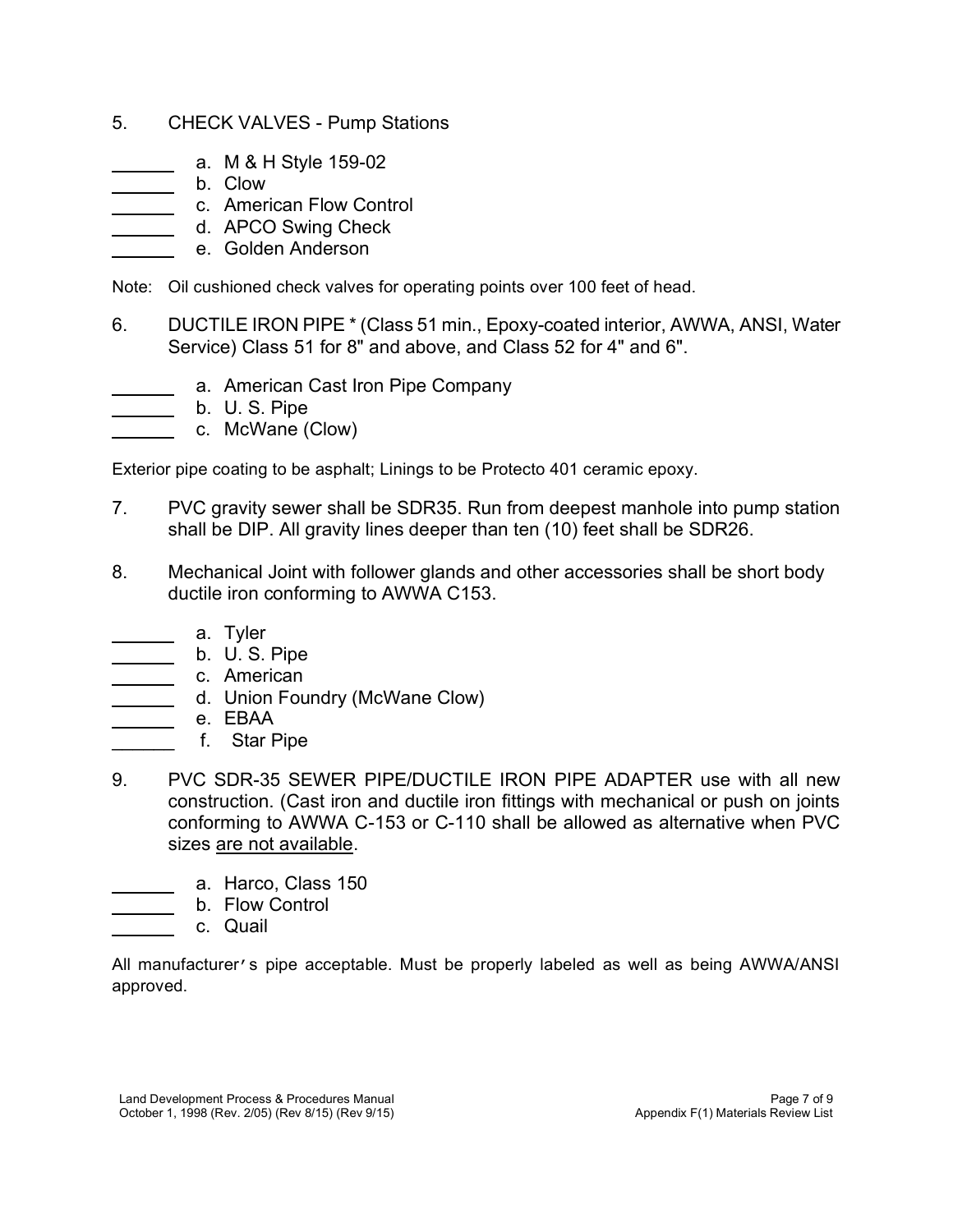5. CHECK VALVES - Pump Stations

______ a. M & H Style 159-02
______ b. Clow
______ c. American Flow Control
______ d. APCO Swing Check
______ e. Golden Anderson

Note: Oil cushioned check valves for operating points over 100 feet of head.

6. DUCTILE IRON PIPE * (Class 51 min., Epoxy-coated interior, AWWA, ANSI, Water Service) Class 51 for 8" and above, and Class 52 for 4" and 6".

______ a. American Cast Iron Pipe Company
______ b. U. S. Pipe
______ c. McWane (Clow)

Exterior pipe coating to be asphalt; Linings to be Protecto 401 ceramic epoxy.

7. PVC gravity sewer shall be SDR35. Run from deepest manhole into pump station shall be DIP. All gravity lines deeper than ten (10) feet shall be SDR26.

8. Mechanical Joint with follower glands and other accessories shall be short body ductile iron conforming to AWWA C153.

______ a. Tyler
______ b. U. S. Pipe
______ c. American
______ d. Union Foundry (McWane Clow)
______ e. EBAA
______ f. Star Pipe

9. PVC SDR-35 SEWER PIPE/DUCTILE IRON PIPE ADAPTER use with all new construction. (Cast iron and ductile iron fittings with mechanical or push on joints conforming to AWWA C-153 or C-110 shall be allowed as alternative when PVC sizes <u>are not available</u>.

______ a. Harco, Class 150
______ b. Flow Control
______ c. Quail

All manufacturer's pipe acceptable. Must be properly labeled as well as being AWWA/ANSI approved.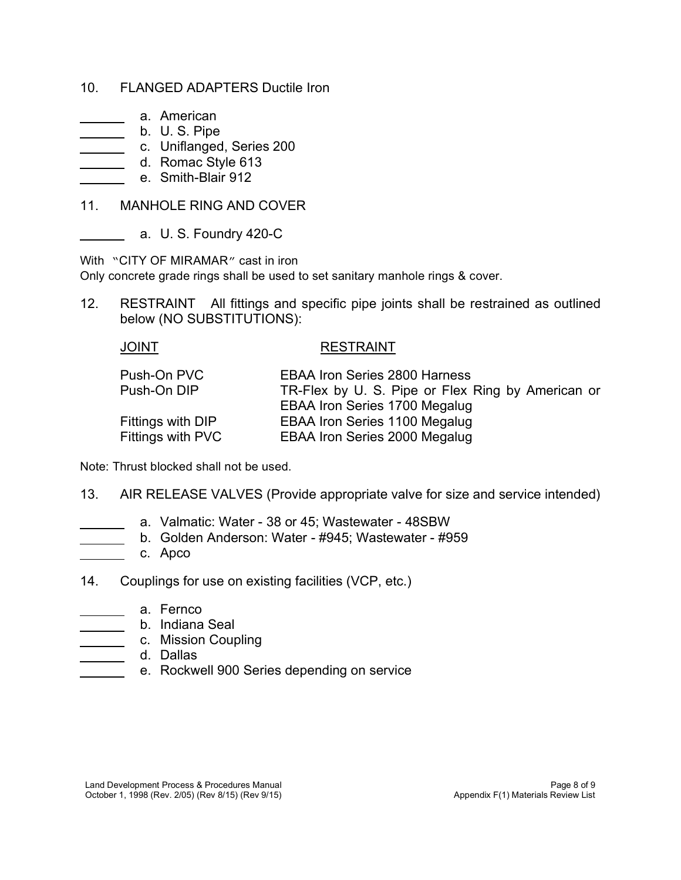10. FLANGED ADAPTERS Ductile Iron

______ a. American
______ b. U. S. Pipe
______ c. Uniflanged, Series 200
______ d. Romac Style 613
______ e. Smith-Blair 912

11. MANHOLE RING AND COVER

______ a. U. S. Foundry 420-C

With "CITY OF MIRAMAR" cast in iron
Only concrete grade rings shall be used to set sanitary manhole rings & cover.

12. RESTRAINT All fittings and specific pipe joints shall be restrained as outlined below (NO SUBSTITUTIONS):

| JOINT | RESTRAINT |
|---|---|
| Push-On PVC | EBAA Iron Series 2800 Harness |
| Push-On DIP | TR-Flex by U. S. Pipe or Flex Ring by American or EBAA Iron Series 1700 Megalug |
| Fittings with DIP | EBAA Iron Series 1100 Megalug |
| Fittings with PVC | EBAA Iron Series 2000 Megalug |

Note: Thrust blocked shall not be used.

13. AIR RELEASE VALVES (Provide appropriate valve for size and service intended)

______ a. Valmatic: Water - 38 or 45; Wastewater - 48SBW
______ b. Golden Anderson: Water - #945; Wastewater - #959
______ c. Apco

14. Couplings for use on existing facilities (VCP, etc.)

______ a. Fernco
______ b. Indiana Seal
______ c. Mission Coupling
______ d. Dallas
______ e. Rockwell 900 Series depending on service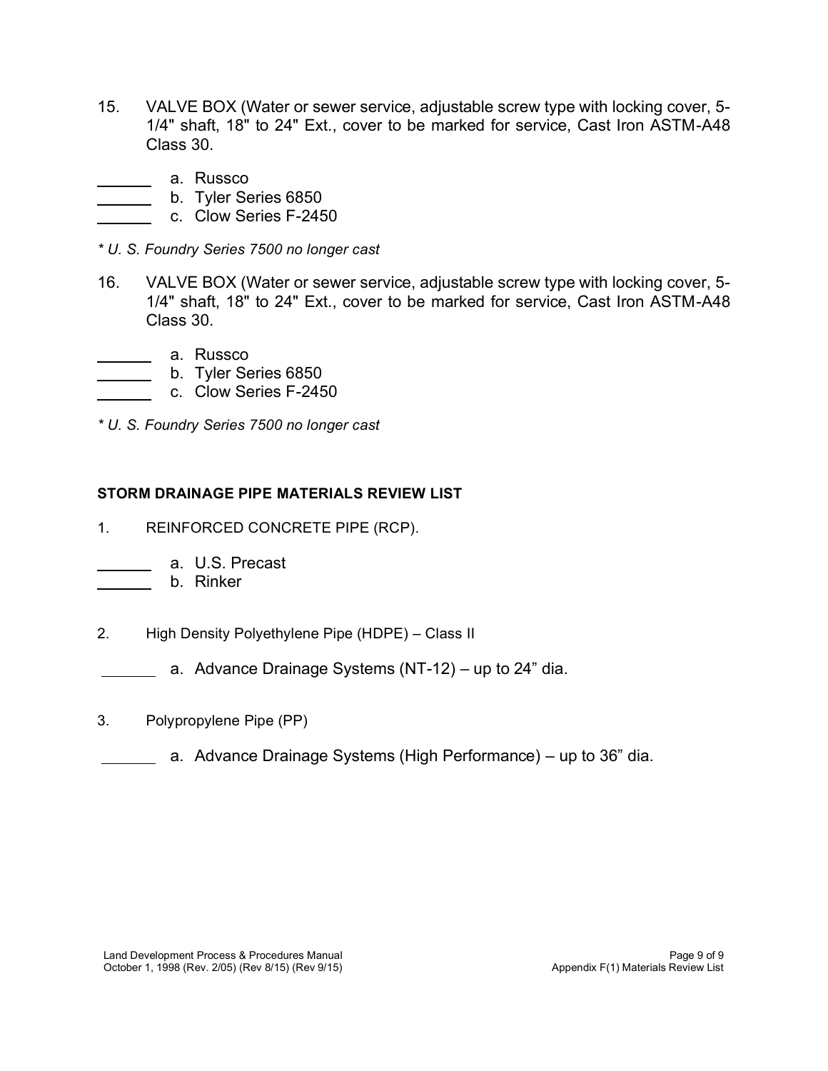15. VALVE BOX (Water or sewer service, adjustable screw type with locking cover, 5-1/4" shaft, 18" to 24" Ext., cover to be marked for service, Cast Iron ASTM-A48 Class 30.

_______ a. Russco
_______ b. Tyler Series 6850
_______ c. Clow Series F-2450

*\* U. S. Foundry Series 7500 no longer cast*

16. VALVE BOX (Water or sewer service, adjustable screw type with locking cover, 5-1/4" shaft, 18" to 24" Ext., cover to be marked for service, Cast Iron ASTM-A48 Class 30.

_______ a. Russco
_______ b. Tyler Series 6850
_______ c. Clow Series F-2450

*\* U. S. Foundry Series 7500 no longer cast*

**STORM DRAINAGE PIPE MATERIALS REVIEW LIST**

1. REINFORCED CONCRETE PIPE (RCP).

_______ a. U.S. Precast
_______ b. Rinker

2. High Density Polyethylene Pipe (HDPE) – Class II

_______ a. Advance Drainage Systems (NT-12) – up to 24” dia.

3. Polypropylene Pipe (PP)

_______ a. Advance Drainage Systems (High Performance) – up to 36” dia.